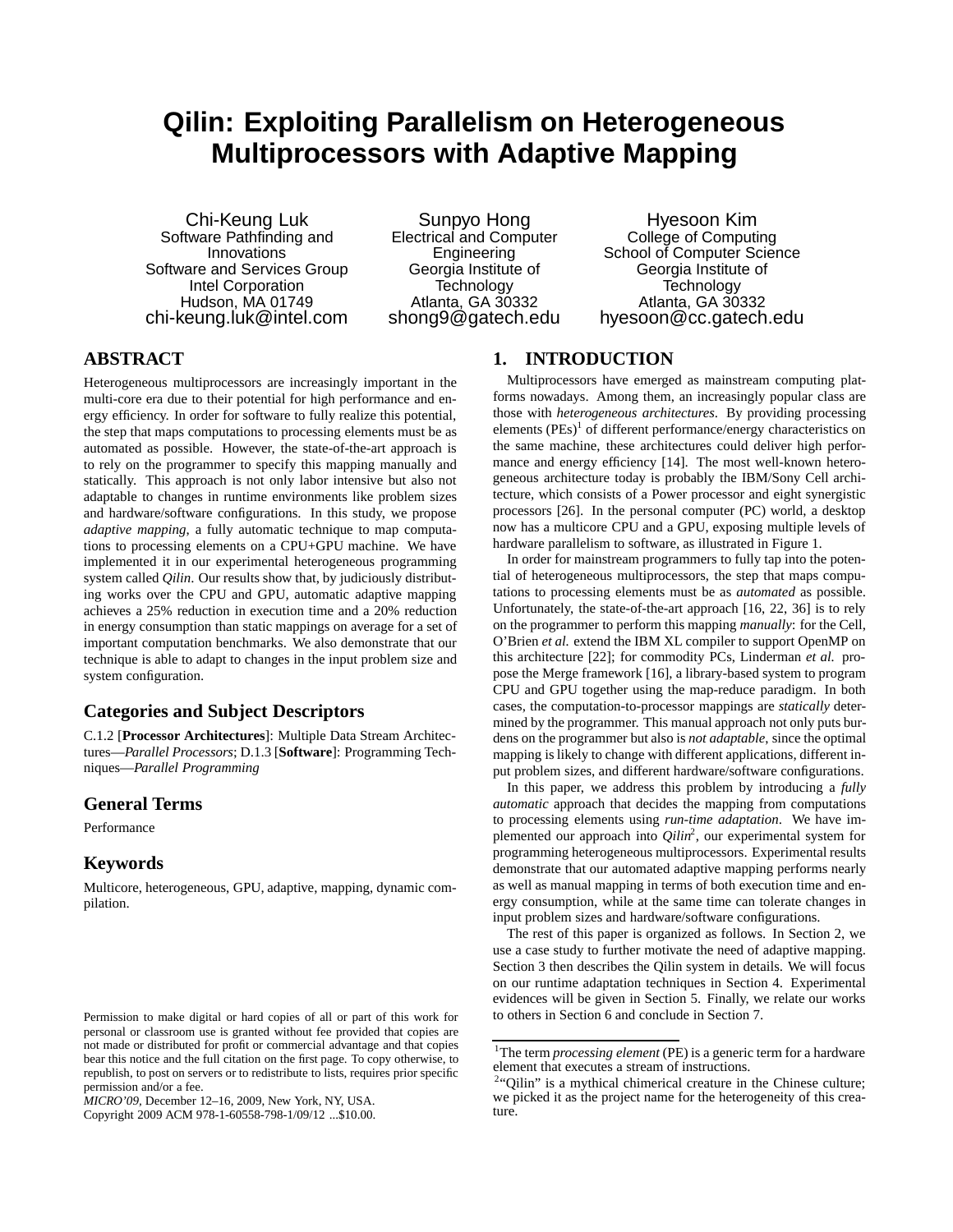# Qilin: Exploiting Parallelism on Heterogeneous Multiprocessors with Adaptive Mapping

Chi-Keung Luk
Software Pathfinding and Innovations
Software and Services Group
Intel Corporation
Hudson, MA 01749
chi-keung.luk@intel.com

Sunpyo Hong
Electrical and Computer Engineering
Georgia Institute of Technology
Atlanta, GA 30332
shong9@gatech.edu

Hyesoon Kim
College of Computing
School of Computer Science
Georgia Institute of Technology
Atlanta, GA 30332
hyesoon@cc.gatech.edu

## ABSTRACT

Heterogeneous multiprocessors are increasingly important in the multi-core era due to their potential for high performance and energy efficiency. In order for software to fully realize this potential, the step that maps computations to processing elements must be as automated as possible. However, the state-of-the-art approach is to rely on the programmer to specify this mapping manually and statically. This approach is not only labor intensive but also not adaptable to changes in runtime environments like problem sizes and hardware/software configurations. In this study, we propose *adaptive mapping*, a fully automatic technique to map computations to processing elements on a CPU+GPU machine. We have implemented it in our experimental heterogeneous programming system called *Qilin*. Our results show that, by judiciously distributing works over the CPU and GPU, automatic adaptive mapping achieves a 25% reduction in execution time and a 20% reduction in energy consumption than static mappings on average for a set of important computation benchmarks. We also demonstrate that our technique is able to adapt to changes in the input problem size and system configuration.

### Categories and Subject Descriptors

C.1.2 [**Processor Architectures**]: Multiple Data Stream Architectures—*Parallel Processors*; D.1.3 [**Software**]: Programming Techniques—*Parallel Programming*

### General Terms

Performance

### Keywords

Multicore, heterogeneous, GPU, adaptive, mapping, dynamic compilation.

Permission to make digital or hard copies of all or part of this work for personal or classroom use is granted without fee provided that copies are not made or distributed for profit or commercial advantage and that copies bear this notice and the full citation on the first page. To copy otherwise, to republish, to post on servers or to redistribute to lists, requires prior specific permission and/or a fee.
*MICRO'09*, December 12–16, 2009, New York, NY, USA.
Copyright 2009 ACM 978-1-60558-798-1/09/12 ...$10.00.

## 1. INTRODUCTION

Multiprocessors have emerged as mainstream computing platforms nowadays. Among them, an increasingly popular class are those with *heterogeneous architectures*. By providing processing elements (PEs)[1] of different performance/energy characteristics on the same machine, these architectures could deliver high performance and energy efficiency [14]. The most well-known heterogeneous architecture today is probably the IBM/Sony Cell architecture, which consists of a Power processor and eight synergistic processors [26]. In the personal computer (PC) world, a desktop now has a multicore CPU and a GPU, exposing multiple levels of hardware parallelism to software, as illustrated in Figure 1.

In order for mainstream programmers to fully tap into the potential of heterogeneous multiprocessors, the step that maps computations to processing elements must be as *automated* as possible. Unfortunately, the state-of-the-art approach [16, 22, 36] is to rely on the programmer to perform this mapping *manually*: for the Cell, O'Brien *et al.* extend the IBM XL compiler to support OpenMP on this architecture [22]; for commodity PCs, Linderman *et al.* propose the Merge framework [16], a library-based system to program CPU and GPU together using the map-reduce paradigm. In both cases, the computation-to-processor mappings are *statically* determined by the programmer. This manual approach not only puts burdens on the programmer but also is *not adaptable*, since the optimal mapping is likely to change with different applications, different input problem sizes, and different hardware/software configurations.

In this paper, we address this problem by introducing a *fully automatic* approach that decides the mapping from computations to processing elements using *run-time adaptation*. We have implemented our approach into *Qilin*[2], our experimental system for programming heterogeneous multiprocessors. Experimental results demonstrate that our automated adaptive mapping performs nearly as well as manual mapping in terms of both execution time and energy consumption, while at the same time can tolerate changes in input problem sizes and hardware/software configurations.

The rest of this paper is organized as follows. In Section 2, we use a case study to further motivate the need of adaptive mapping. Section 3 then describes the Qilin system in details. We will focus on our runtime adaptation techniques in Section 4. Experimental evidences will be given in Section 5. Finally, we relate our works to others in Section 6 and conclude in Section 7.

[1]The term *processing element* (PE) is a generic term for a hardware element that executes a stream of instructions.

[2]"Qilin" is a mythical chimerical creature in the Chinese culture; we picked it as the project name for the heterogeneity of this creature.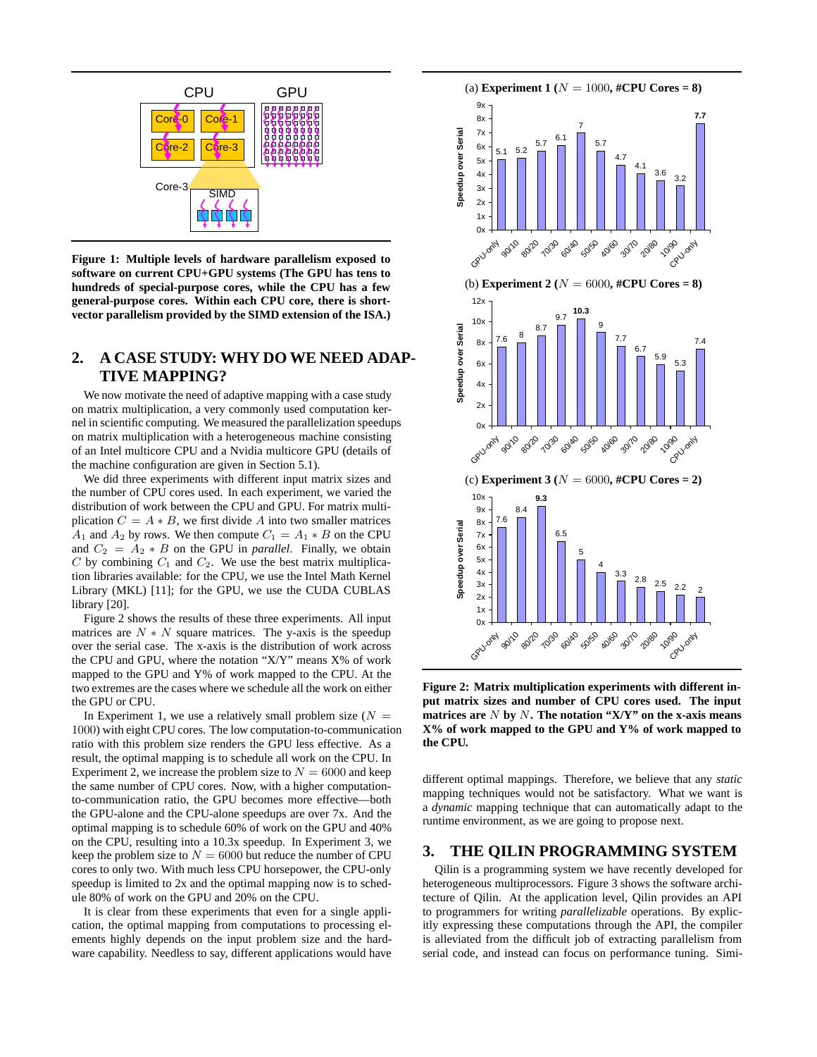**Figure 1: Multiple levels of hardware parallelism exposed to software on current CPU+GPU systems (The GPU has tens to hundreds of special-purpose cores, while the CPU has a few general-purpose cores. Within each CPU core, there is short-vector parallelism provided by the SIMD extension of the ISA.)**

## 2. A CASE STUDY: WHY DO WE NEED ADAPTIVE MAPPING?

We now motivate the need of adaptive mapping with a case study on matrix multiplication, a very commonly used computation kernel in scientific computing. We measured the parallelization speedups on matrix multiplication with a heterogeneous machine consisting of an Intel multicore CPU and a Nvidia multicore GPU (details of the machine configuration are given in Section 5.1).

We did three experiments with different input matrix sizes and the number of CPU cores used. In each experiment, we varied the distribution of work between the CPU and GPU. For matrix multiplication $C = A * B$, we first divide $A$ into two smaller matrices $A_1$ and $A_2$ by rows. We then compute $C_1 = A_1 * B$ on the CPU and $C_2 = A_2 * B$ on the GPU in *parallel*. Finally, we obtain $C$ by combining $C_1$ and $C_2$. We use the best matrix multiplication libraries available: for the CPU, we use the Intel Math Kernel Library (MKL) [11]; for the GPU, we use the CUDA CUBLAS library [20].

Figure 2 shows the results of these three experiments. All input matrices are $N * N$ square matrices. The y-axis is the speedup over the serial case. The x-axis is the distribution of work across the CPU and GPU, where the notation "X/Y" means X% of work mapped to the GPU and Y% of work mapped to the CPU. At the two extremes are the cases where we schedule all the work on either the GPU or CPU.

In Experiment 1, we use a relatively small problem size ($N = 1000$) with eight CPU cores. The low computation-to-communication ratio with this problem size renders the GPU less effective. As a result, the optimal mapping is to schedule all work on the CPU. In Experiment 2, we increase the problem size to $N = 6000$ and keep the same number of CPU cores. Now, with a higher computation-to-communication ratio, the GPU becomes more effective—both the GPU-alone and the CPU-alone speedups are over 7x. And the optimal mapping is to schedule 60% of work on the GPU and 40% on the CPU, resulting into a 10.3x speedup. In Experiment 3, we keep the problem size to $N = 6000$ but reduce the number of CPU cores to only two. With much less CPU horsepower, the CPU-only speedup is limited to 2x and the optimal mapping now is to schedule 80% of work on the GPU and 20% on the CPU.

It is clear from these experiments that even for a single application, the optimal mapping from computations to processing elements highly depends on the input problem size and the hardware capability. Needless to say, different applications would have different optimal mappings. Therefore, we believe that any *static* mapping techniques would not be satisfactory. What we want is a *dynamic* mapping technique that can automatically adapt to the runtime environment, as we are going to propose next.

**Figure 2: Matrix multiplication experiments with different input matrix sizes and number of CPU cores used. The input matrices are $N$ by $N$. The notation "X/Y" on the x-axis means X% of work mapped to the GPU and Y% of work mapped to the CPU.**

## 3. THE QILIN PROGRAMMING SYSTEM

Qilin is a programming system we have recently developed for heterogeneous multiprocessors. Figure 3 shows the software architecture of Qilin. At the application level, Qilin provides an API to programmers for writing *parallelizable* operations. By explicitly expressing these computations through the API, the compiler is alleviated from the difficult job of extracting parallelism from serial code, and instead can focus on performance tuning. Simi-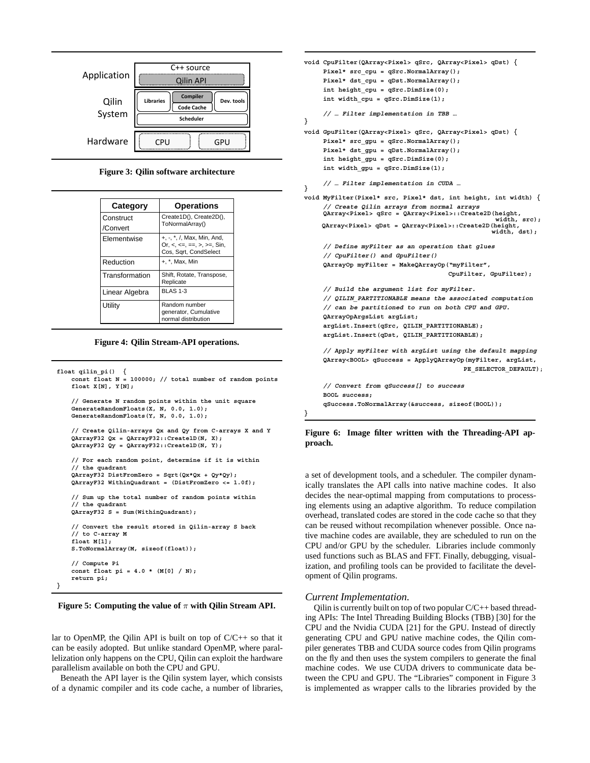Figure 3: Qilin software architecture

| Category | Operations |
|---|---|
| Construct /Convert | Create1D(), Create2D(), ToNormalArray() |
| Elementwise | +, -, *, /, Max, Min, And, Or, <, <=, ==, >, >=, Sin, Cos, Sqrt, CondSelect |
| Reduction | +, *, Max, Min |
| Transformation | Shift, Rotate, Transpose, Replicate |
| Linear Algebra | BLAS 1-3 |
| Utility | Random number generator, Cumulative normal distribution |

**Figure 4: Qilin Stream-API operations.**

```
float qilin_pi()  {
    const float N = 100000; // total number of random points
    float X[N], Y[N];

    // Generate N random points within the unit square
    GenerateRandomFloats(X, N, 0.0, 1.0);
    GenerateRandomFloats(Y, N, 0.0, 1.0);

    // Create Qilin-arrays Qx and Qy from C-arrays X and Y
    QArrayF32 Qx = QArrayF32::Create1D(N, X);
    QArrayF32 Qy = QArrayF32::Create1D(N, Y);

    // For each random point, determine if it is within
    // the quadrant
    QArrayF32 DistFromZero = Sqrt(Qx*Qx + Qy*Qy);
    QArrayF32 WithinQuadrant = (DistFromZero <= 1.0f);

    // Sum up the total number of random points within
    // the quadrant
    QArrayF32 S = Sum(WithinQuadrant);

    // Convert the result stored in Qilin-array S back
    // to C-array M
    float M[1];
    S.ToNormalArray(M, sizeof(float));

    // Compute Pi
    const float pi = 4.0 * (M[0] / N);
    return pi;
}
```

**Figure 5: Computing the value of $\pi$ with Qilin Stream API.**

lar to OpenMP, the Qilin API is built on top of C/C++ so that it can be easily adopted. But unlike standard OpenMP, where parallelization only happens on the CPU, Qilin can exploit the hardware parallelism available on both the CPU and GPU.

Beneath the API layer is the Qilin system layer, which consists of a dynamic compiler and its code cache, a number of libraries, a set of development tools, and a scheduler. The compiler dynamically translates the API calls into native machine codes. It also decides the near-optimal mapping from computations to processing elements using an adaptive algorithm. To reduce compilation overhead, translated codes are stored in the code cache so that they can be reused without recompilation whenever possible. Once native machine codes are available, they are scheduled to run on the CPU and/or GPU by the scheduler. Libraries include commonly used functions such as BLAS and FFT. Finally, debugging, visualization, and profiling tools can be provided to facilitate the development of Qilin programs.

```
void CpuFilter(QArray<Pixel> qSrc, QArray<Pixel> qDst) {
    Pixel* src_cpu = qSrc.NormalArray();
    Pixel* dst_cpu = qDst.NormalArray();
    int height_cpu = qSrc.DimSize(0);
    int width_cpu = qSrc.DimSize(1);

    // … Filter implementation in TBB …
}
void GpuFilter(QArray<Pixel> qSrc, QArray<Pixel> qDst) {
    Pixel* src_gpu = qSrc.NormalArray();
    Pixel* dst_gpu = qDst.NormalArray();
    int height_gpu = qSrc.DimSize(0);
    int width_gpu = qSrc.DimSize(1);

    // … Filter implementation in CUDA …
}
void MyFilter(Pixel* src, Pixel* dst, int height, int width) {
    // Create Qilin arrays from normal arrays
    QArray<Pixel> qSrc = QArray<Pixel>::Create2D(height,
                                                  width, src);
    QArray<Pixel> qDst = QArray<Pixel>::Create2D(height,
                                                  width, dst);

    // Define myFilter as an operation that glues
    // CpuFilter() and GpuFilter()
    QArrayOp myFilter = MakeQArrayOp("myFilter",
                                     CpuFilter, GpuFilter);

    // Build the argument list for myFilter.
    // QILIN_PARTITIONABLE means the associated computation
    // can be partitioned to run on both CPU and GPU.
    QArrayOpArgsList argList;
    argList.Insert(qSrc, QILIN_PARTITIONABLE);
    argList.Insert(qDst, QILIN_PARTITIONABLE);

    // Apply myFilter with argList using the default mapping
    QArray<BOOL> qSuccess = ApplyQArrayOp(myFilter, argList,
                                          PE_SELECTOR_DEFAULT);

    // Convert from qSuccess[] to success
    BOOL success;
    qSuccess.ToNormalArray(&success, sizeof(BOOL));
}
```

**Figure 6: Image filter written with the Threading-API approach.**

### *Current Implementation.*

Qilin is currently built on top of two popular C/C++ based threading APIs: The Intel Threading Building Blocks (TBB) [30] for the CPU and the Nvidia CUDA [21] for the GPU. Instead of directly generating CPU and GPU native machine codes, the Qilin compiler generates TBB and CUDA source codes from Qilin programs on the fly and then uses the system compilers to generate the final machine codes. We use CUDA drivers to communicate data between the CPU and GPU. The "Libraries" component in Figure 3 is implemented as wrapper calls to the libraries provided by the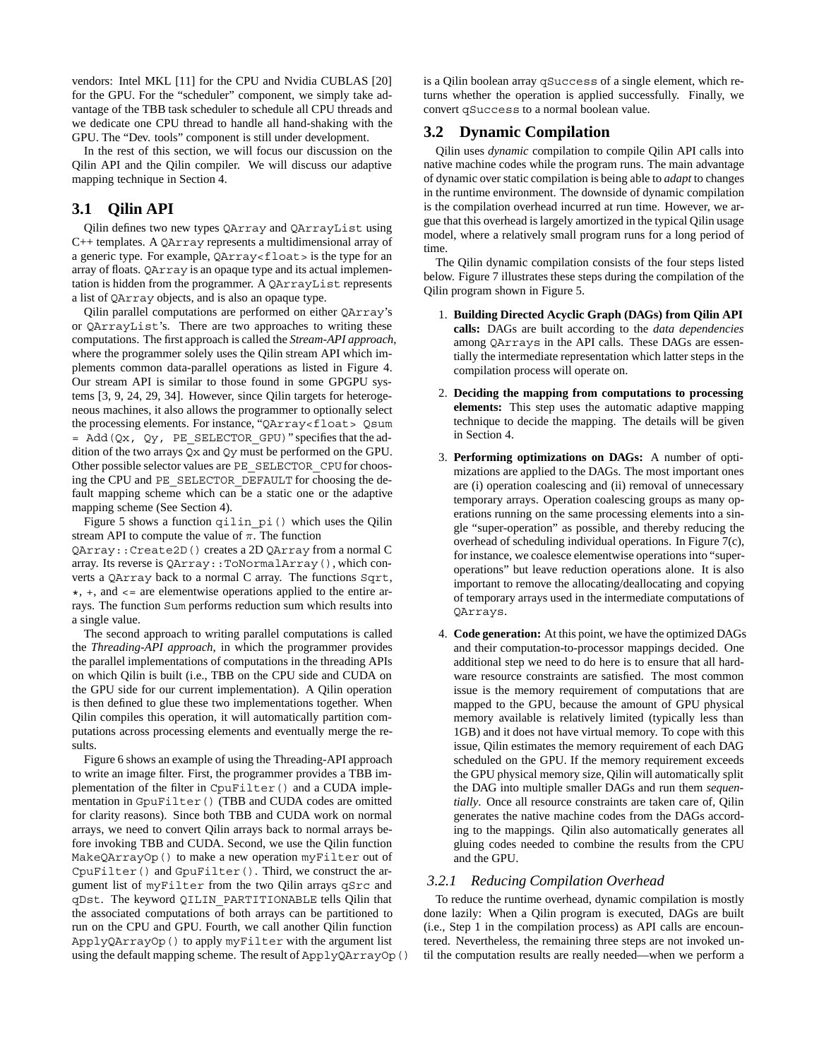vendors: Intel MKL [11] for the CPU and Nvidia CUBLAS [20] for the GPU. For the "scheduler" component, we simply take advantage of the TBB task scheduler to schedule all CPU threads and we dedicate one CPU thread to handle all hand-shaking with the GPU. The "Dev. tools" component is still under development.

In the rest of this section, we will focus our discussion on the Qilin API and the Qilin compiler. We will discuss our adaptive mapping technique in Section 4.

## 3.1 Qilin API

Qilin defines two new types `QArray` and `QArrayList` using C++ templates. A `QArray` represents a multidimensional array of a generic type. For example, `QArray<float>` is the type for an array of floats. `QArray` is an opaque type and its actual implementation is hidden from the programmer. A `QArrayList` represents a list of `QArray` objects, and is also an opaque type.

Qilin parallel computations are performed on either `QArray`'s or `QArrayList`'s. There are two approaches to writing these computations. The first approach is called the *Stream-API approach*, where the programmer solely uses the Qilin stream API which implements common data-parallel operations as listed in Figure 4. Our stream API is similar to those found in some GPGPU systems [3, 9, 24, 29, 34]. However, since Qilin targets for heterogeneous machines, it also allows the programmer to optionally select the processing elements. For instance, "`QArray<float> Qsum = Add(Qx, Qy, PE_SELECTOR_GPU)`" specifies that the addition of the two arrays `Qx` and `Qy` must be performed on the GPU. Other possible selector values are `PE_SELECTOR_CPU` for choosing the CPU and `PE_SELECTOR_DEFAULT` for choosing the default mapping scheme which can be a static one or the adaptive mapping scheme (See Section 4).

Figure 5 shows a function `qilin_pi()` which uses the Qilin stream API to compute the value of $\pi$. The function `QArray::Create2D()` creates a 2D `QArray` from a normal C array. Its reverse is `QArray::ToNormalArray()`, which converts a `QArray` back to a normal C array. The functions `Sqrt`, `*`, `+`, and `<=` are elementwise operations applied to the entire arrays. The function `Sum` performs reduction sum which results into a single value.

The second approach to writing parallel computations is called the *Threading-API approach*, in which the programmer provides the parallel implementations of computations in the threading APIs on which Qilin is built (i.e., TBB on the CPU side and CUDA on the GPU side for our current implementation). A Qilin operation is then defined to glue these two implementations together. When Qilin compiles this operation, it will automatically partition computations across processing elements and eventually merge the results.

Figure 6 shows an example of using the Threading-API approach to write an image filter. First, the programmer provides a TBB implementation of the filter in `CpuFilter()` and a CUDA implementation in `GpuFilter()` (TBB and CUDA codes are omitted for clarity reasons). Since both TBB and CUDA work on normal arrays, we need to convert Qilin arrays back to normal arrays before invoking TBB and CUDA. Second, we use the Qilin function `MakeQArrayOp()` to make a new operation `myFilter` out of `CpuFilter()` and `GpuFilter()`. Third, we construct the argument list of `myFilter` from the two Qilin arrays `qSrc` and `qDst`. The keyword `QILIN_PARTITIONABLE` tells Qilin that the associated computations of both arrays can be partitioned to run on the CPU and GPU. Fourth, we call another Qilin function `ApplyQArrayOp()` to apply `myFilter` with the argument list using the default mapping scheme. The result of `ApplyQArrayOp()` is a Qilin boolean array `qSuccess` of a single element, which returns whether the operation is applied successfully. Finally, we convert `qSuccess` to a normal boolean value.

## 3.2 Dynamic Compilation

Qilin uses *dynamic* compilation to compile Qilin API calls into native machine codes while the program runs. The main advantage of dynamic over static compilation is being able to *adapt* to changes in the runtime environment. The downside of dynamic compilation is the compilation overhead incurred at run time. However, we argue that this overhead is largely amortized in the typical Qilin usage model, where a relatively small program runs for a long period of time.

The Qilin dynamic compilation consists of the four steps listed below. Figure 7 illustrates these steps during the compilation of the Qilin program shown in Figure 5.

1. **Building Directed Acyclic Graph (DAGs) from Qilin API calls:** DAGs are built according to the *data dependencies* among `QArrays` in the API calls. These DAGs are essentially the intermediate representation which latter steps in the compilation process will operate on.

2. **Deciding the mapping from computations to processing elements:** This step uses the automatic adaptive mapping technique to decide the mapping. The details will be given in Section 4.

3. **Performing optimizations on DAGs:** A number of optimizations are applied to the DAGs. The most important ones are (i) operation coalescing and (ii) removal of unnecessary temporary arrays. Operation coalescing groups as many operations running on the same processing elements into a single "super-operation" as possible, and thereby reducing the overhead of scheduling individual operations. In Figure 7(c), for instance, we coalesce elementwise operations into "super-operations" but leave reduction operations alone. It is also important to remove the allocating/deallocating and copying of temporary arrays used in the intermediate computations of `QArrays`.

4. **Code generation:** At this point, we have the optimized DAGs and their computation-to-processor mappings decided. One additional step we need to do here is to ensure that all hardware resource constraints are satisfied. The most common issue is the memory requirement of computations that are mapped to the GPU, because the amount of GPU physical memory available is relatively limited (typically less than 1GB) and it does not have virtual memory. To cope with this issue, Qilin estimates the memory requirement of each DAG scheduled on the GPU. If the memory requirement exceeds the GPU physical memory size, Qilin will automatically split the DAG into multiple smaller DAGs and run them *sequentially*. Once all resource constraints are taken care of, Qilin generates the native machine codes from the DAGs according to the mappings. Qilin also automatically generates all gluing codes needed to combine the results from the CPU and the GPU.

### 3.2.1 *Reducing Compilation Overhead*

To reduce the runtime overhead, dynamic compilation is mostly done lazily: When a Qilin program is executed, DAGs are built (i.e., Step 1 in the compilation process) as API calls are encountered. Nevertheless, the remaining three steps are not invoked until the computation results are really needed—when we perform a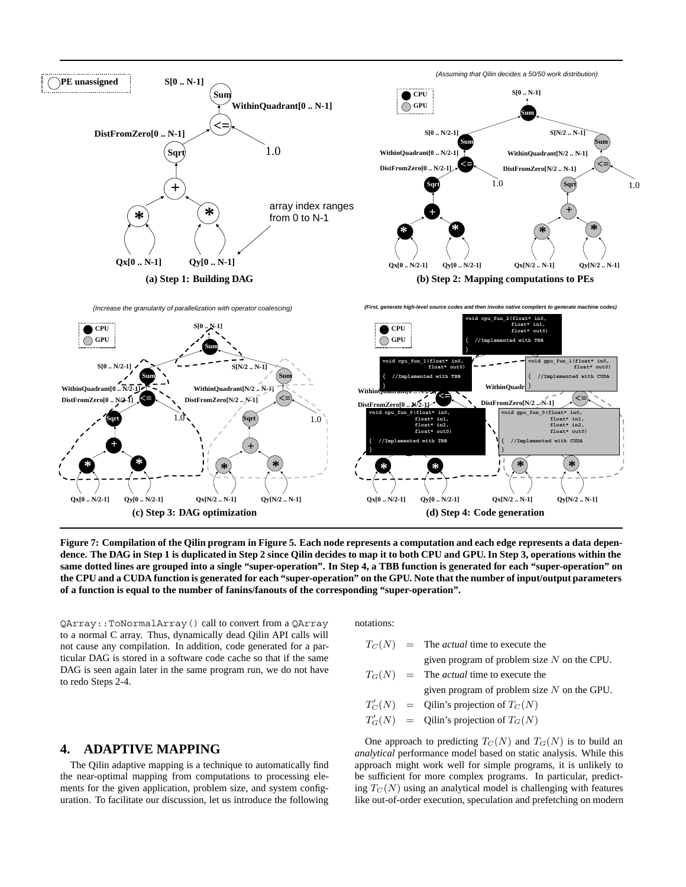**Figure 7: Compilation of the Qilin program in Figure 5. Each node represents a computation and each edge represents a data dependence. The DAG in Step 1 is duplicated in Step 2 since Qilin decides to map it to both CPU and GPU. In Step 3, operations within the same dotted lines are grouped into a single "super-operation". In Step 4, a TBB function is generated for each "super-operation" on the CPU and a CUDA function is generated for each "super-operation" on the GPU. Note that the number of input/output parameters of a function is equal to the number of fanins/fanouts of the corresponding "super-operation".**

`QArray::ToNormalArray()` call to convert from a `QArray` to a normal C array. Thus, dynamically dead Qilin API calls will not cause any compilation. In addition, code generated for a particular DAG is stored in a software code cache so that if the same DAG is seen again later in the same program run, we do not have to redo Steps 2-4.

## 4. ADAPTIVE MAPPING

The Qilin adaptive mapping is a technique to automatically find the near-optimal mapping from computations to processing elements for the given application, problem size, and system configuration. To facilitate our discussion, let us introduce the following notations:

$T_C(N)$ = The *actual* time to execute the given program of problem size $N$ on the CPU.

$T_G(N)$ = The *actual* time to execute the given program of problem size $N$ on the GPU.

$T'_C(N)$ = Qilin's projection of $T_C(N)$

$T'_G(N)$ = Qilin's projection of $T_G(N)$

One approach to predicting $T_C(N)$ and $T_G(N)$ is to build an *analytical* performance model based on static analysis. While this approach might work well for simple programs, it is unlikely to be sufficient for more complex programs. In particular, predicting $T_C(N)$ using an analytical model is challenging with features like out-of-order execution, speculation and prefetching on modern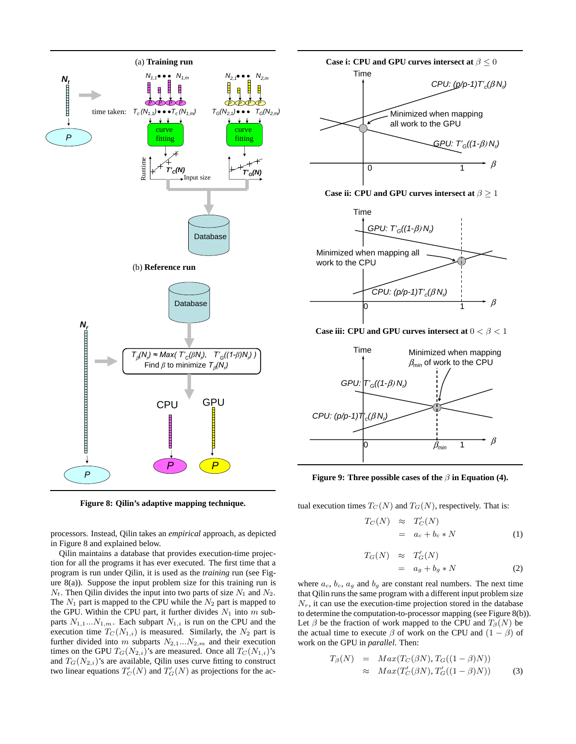Figure 8: Qilin's adaptive mapping technique.

Figure 9: Three possible cases of the $\beta$ in Equation (4).

processors. Instead, Qilin takes an *empirical* approach, as depicted in Figure 8 and explained below.

Qilin maintains a database that provides execution-time projection for all the programs it has ever executed. The first time that a program is run under Qilin, it is used as the *training* run (see Figure 8(a)). Suppose the input problem size for this training run is $N_t$. Then Qilin divides the input into two parts of size $N_1$ and $N_2$. The $N_1$ part is mapped to the CPU while the $N_2$ part is mapped to the GPU. Within the CPU part, it further divides $N_1$ into $m$ subparts $N_{1,1}...N_{1,m}$. Each subpart $N_{1,i}$ is run on the CPU and the execution time $T_C(N_{1,i})$ is measured. Similarly, the $N_2$ part is further divided into $m$ subparts $N_{2,1}...N_{2,m}$ and their execution times on the GPU $T_G(N_{2,i})$'s are measured. Once all $T_C(N_{1,i})$'s and $T_G(N_{2,i})$'s are available, Qilin uses curve fitting to construct two linear equations $T'_C(N)$ and $T'_G(N)$ as projections for the actual execution times $T_C(N)$ and $T_G(N)$, respectively. That is:

$$T_C(N) \approx T'_C(N) = a_c + b_c * N \quad (1)$$

$$T_G(N) \approx T'_G(N) = a_g + b_g * N \quad (2)$$

where $a_c$, $b_c$, $a_g$ and $b_g$ are constant real numbers. The next time that Qilin runs the same program with a different input problem size $N_r$, it can use the execution-time projection stored in the database to determine the computation-to-processor mapping (see Figure 8(b)). Let $\beta$ be the fraction of work mapped to the CPU and $T_\beta(N)$ be the actual time to execute $\beta$ of work on the CPU and $(1-\beta)$ of work on the GPU in *parallel*. Then:

$$T_\beta(N) = Max(T_C(\beta N), T_G((1-\beta)N)) \approx Max(T'_C(\beta N), T'_G((1-\beta)N)) \quad (3)$$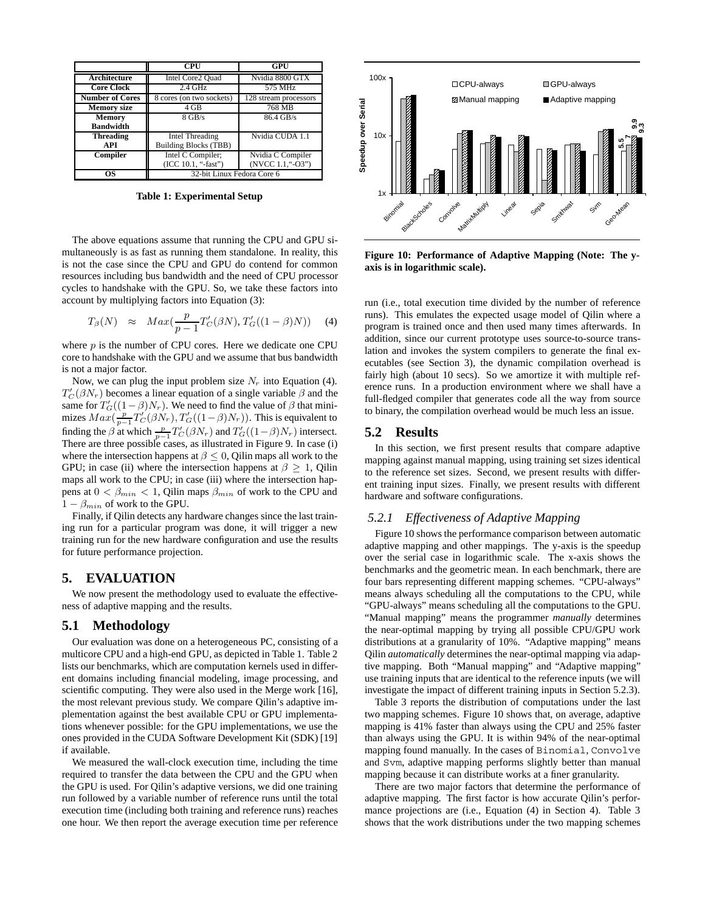|  | CPU | GPU |
|---|---|---|
| **Architecture** | Intel Core2 Quad | Nvidia 8800 GTX |
| **Core Clock** | 2.4 GHz | 575 MHz |
| **Number of Cores** | 8 cores (on two sockets) | 128 stream processors |
| **Memory size** | 4 GB | 768 MB |
| **Memory Bandwidth** | 8 GB/s | 86.4 GB/s |
| **Threading API** | Intel Threading Building Blocks (TBB) | Nvidia CUDA 1.1 |
| **Compiler** | Intel C Compiler; (ICC 10.1, "-fast") | Nvidia C Compiler (NVCC 1.1,"-O3") |
| **OS** | 32-bit Linux Fedora Core 6 | |

**Table 1: Experimental Setup**

The above equations assume that running the CPU and GPU simultaneously is as fast as running them standalone. In reality, this is not the case since the CPU and GPU do contend for common resources including bus bandwidth and the need of CPU processor cycles to handshake with the GPU. So, we take these factors into account by multiplying factors into Equation (3):

$$T_{\beta}(N) \approx Max(\frac{p}{p-1}T'_C(\beta N), T'_G((1-\beta)N)) \quad (4)$$

where $p$ is the number of CPU cores. Here we dedicate one CPU core to handshake with the GPU and we assume that bus bandwidth is not a major factor.

Now, we can plug the input problem size $N_r$ into Equation (4). $T'_C(\beta N_r)$ becomes a linear equation of a single variable $\beta$ and the same for $T'_G((1-\beta)N_r)$. We need to find the value of $\beta$ that minimizes $Max(\frac{p}{p-1}T'_C(\beta N_r), T'_G((1-\beta)N_r))$. This is equivalent to finding the $\beta$ at which $\frac{p}{p-1}T'_C(\beta N_r)$ and $T'_G((1-\beta)N_r)$ intersect. There are three possible cases, as illustrated in Figure 9. In case (i) where the intersection happens at $\beta \leq 0$, Qilin maps all work to the GPU; in case (ii) where the intersection happens at $\beta \geq 1$, Qilin maps all work to the CPU; in case (iii) where the intersection happens at $0 < \beta_{min} < 1$, Qilin maps $\beta_{min}$ of work to the CPU and $1 - \beta_{min}$ of work to the GPU.

Finally, if Qilin detects any hardware changes since the last training run for a particular program was done, it will trigger a new training run for the new hardware configuration and use the results for future performance projection.

# 5. EVALUATION

We now present the methodology used to evaluate the effectiveness of adaptive mapping and the results.

## 5.1 Methodology

Our evaluation was done on a heterogeneous PC, consisting of a multicore CPU and a high-end GPU, as depicted in Table 1. Table 2 lists our benchmarks, which are computation kernels used in different domains including financial modeling, image processing, and scientific computing. They were also used in the Merge work [16], the most relevant previous study. We compare Qilin's adaptive implementation against the best available CPU or GPU implementations whenever possible: for the GPU implementations, we use the ones provided in the CUDA Software Development Kit (SDK) [19] if available.

We measured the wall-clock execution time, including the time required to transfer the data between the CPU and the GPU when the GPU is used. For Qilin's adaptive versions, we did one training run followed by a variable number of reference runs until the total execution time (including both training and reference runs) reaches one hour. We then report the average execution time per reference run (i.e., total execution time divided by the number of reference runs). This emulates the expected usage model of Qilin where a program is trained once and then used many times afterwards. In addition, since our current prototype uses source-to-source translation and invokes the system compilers to generate the final executables (see Section 3), the dynamic compilation overhead is fairly high (about 10 secs). So we amortize it with multiple reference runs. In a production environment where we shall have a full-fledged compiler that generates code all the way from source to binary, the compilation overhead would be much less an issue.

**Figure 10: Performance of Adaptive Mapping (Note: The y-axis is in logarithmic scale).**

## 5.2 Results

In this section, we first present results that compare adaptive mapping against manual mapping, using training set sizes identical to the reference set sizes. Second, we present results with different training input sizes. Finally, we present results with different hardware and software configurations.

### 5.2.1 Effectiveness of Adaptive Mapping

Figure 10 shows the performance comparison between automatic adaptive mapping and other mappings. The y-axis is the speedup over the serial case in logarithmic scale. The x-axis shows the benchmarks and the geometric mean. In each benchmark, there are four bars representing different mapping schemes. "CPU-always" means always scheduling all the computations to the CPU, while "GPU-always" means scheduling all the computations to the GPU. "Manual mapping" means the programmer *manually* determines the near-optimal mapping by trying all possible CPU/GPU work distributions at a granularity of 10%. "Adaptive mapping" means Qilin *automatically* determines the near-optimal mapping via adaptive mapping. Both "Manual mapping" and "Adaptive mapping" use training inputs that are identical to the reference inputs (we will investigate the impact of different training inputs in Section 5.2.3).

Table 3 reports the distribution of computations under the last two mapping schemes. Figure 10 shows that, on average, adaptive mapping is 41% faster than always using the CPU and 25% faster than always using the GPU. It is within 94% of the near-optimal mapping found manually. In the cases of `Binomial`, `Convolve` and `Svm`, adaptive mapping performs slightly better than manual mapping because it can distribute works at a finer granularity.

There are two major factors that determine the performance of adaptive mapping. The first factor is how accurate Qilin's performance projections are (i.e., Equation (4) in Section 4). Table 3 shows that the work distributions under the two mapping schemes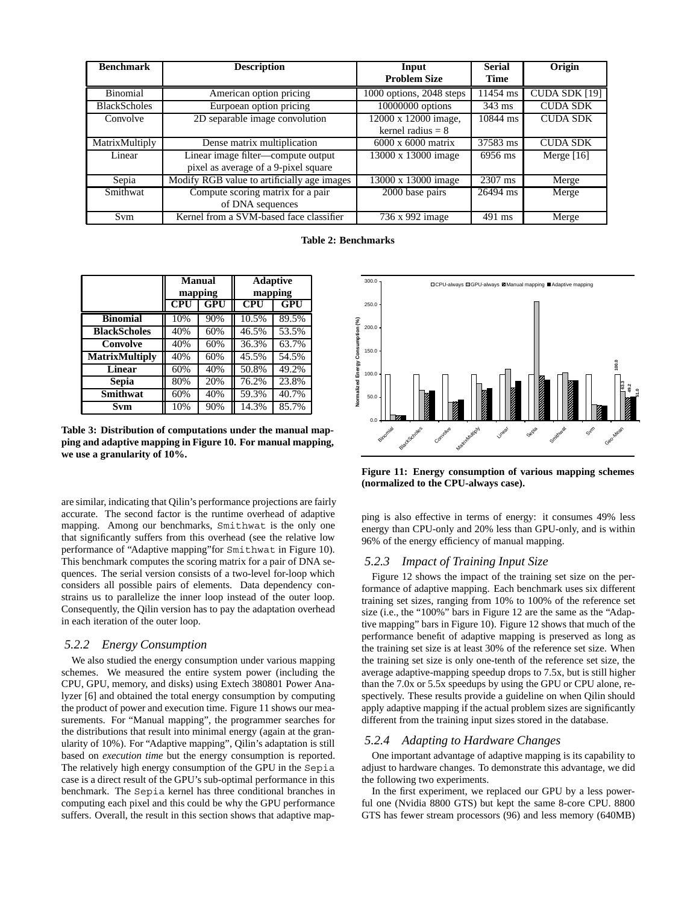| Benchmark | Description | Input Problem Size | Serial Time | Origin |
|---|---|---|---|---|
| Binomial | American option pricing | 1000 options, 2048 steps | 11454 ms | CUDA SDK [19] |
| BlackScholes | Eurpoean option pricing | 10000000 options | 343 ms | CUDA SDK |
| Convolve | 2D separable image convolution | 12000 x 12000 image, kernel radius = 8 | 10844 ms | CUDA SDK |
| MatrixMultiply | Dense matrix multiplication | 6000 x 6000 matrix | 37583 ms | CUDA SDK |
| Linear | Linear image filter—compute output pixel as average of a 9-pixel square | 13000 x 13000 image | 6956 ms | Merge [16] |
| Sepia | Modify RGB value to artificially age images | 13000 x 13000 image | 2307 ms | Merge |
| Smithwat | Compute scoring matrix for a pair of DNA sequences | 2000 base pairs | 26494 ms | Merge |
| Svm | Kernel from a SVM-based face classifier | 736 x 992 image | 491 ms | Merge |

**Table 2: Benchmarks**

| | Manual mapping | | Adaptive mapping | |
|---|---|---|---|---|
| | CPU | GPU | CPU | GPU |
| **Binomial** | 10% | 90% | 10.5% | 89.5% |
| **BlackScholes** | 40% | 60% | 46.5% | 53.5% |
| **Convolve** | 40% | 60% | 36.3% | 63.7% |
| **MatrixMultiply** | 40% | 60% | 45.5% | 54.5% |
| **Linear** | 60% | 40% | 50.8% | 49.2% |
| **Sepia** | 80% | 20% | 76.2% | 23.8% |
| **Smithwat** | 60% | 40% | 59.3% | 40.7% |
| **Svm** | 10% | 90% | 14.3% | 85.7% |

**Table 3: Distribution of computations under the manual mapping and adaptive mapping in Figure 10. For manual mapping, we use a granularity of 10%.**

**Figure 11: Energy consumption of various mapping schemes (normalized to the CPU-always case).**

are similar, indicating that Qilin's performance projections are fairly accurate. The second factor is the runtime overhead of adaptive mapping. Among our benchmarks, Smithwat is the only one that significantly suffers from this overhead (see the relative low performance of "Adaptive mapping"for Smithwat in Figure 10). This benchmark computes the scoring matrix for a pair of DNA sequences. The serial version consists of a two-level for-loop which considers all possible pairs of elements. Data dependency constrains us to parallelize the inner loop instead of the outer loop. Consequently, the Qilin version has to pay the adaptation overhead in each iteration of the outer loop.

### *5.2.2 Energy Consumption*

We also studied the energy consumption under various mapping schemes. We measured the entire system power (including the CPU, GPU, memory, and disks) using Extech 380801 Power Analyzer [6] and obtained the total energy consumption by computing the product of power and execution time. Figure 11 shows our measurements. For "Manual mapping", the programmer searches for the distributions that result into minimal energy (again at the granularity of 10%). For "Adaptive mapping", Qilin's adaptation is still based on *execution time* but the energy consumption is reported. The relatively high energy consumption of the GPU in the Sepia case is a direct result of the GPU's sub-optimal performance in this benchmark. The Sepia kernel has three conditional branches in computing each pixel and this could be why the GPU performance suffers. Overall, the result in this section shows that adaptive mapping is also effective in terms of energy: it consumes 49% less energy than CPU-only and 20% less than GPU-only, and is within 96% of the energy efficiency of manual mapping.

### *5.2.3 Impact of Training Input Size*

Figure 12 shows the impact of the training set size on the performance of adaptive mapping. Each benchmark uses six different training set sizes, ranging from 10% to 100% of the reference set size (i.e., the "100%" bars in Figure 12 are the same as the "Adaptive mapping" bars in Figure 10). Figure 12 shows that much of the performance benefit of adaptive mapping is preserved as long as the training set size is at least 30% of the reference set size. When the training set size is only one-tenth of the reference set size, the average adaptive-mapping speedup drops to 7.5x, but is still higher than the 7.0x or 5.5x speedups by using the GPU or CPU alone, respectively. These results provide a guideline on when Qilin should apply adaptive mapping if the actual problem sizes are significantly different from the training input sizes stored in the database.

### *5.2.4 Adapting to Hardware Changes*

One important advantage of adaptive mapping is its capability to adjust to hardware changes. To demonstrate this advantage, we did the following two experiments.

In the first experiment, we replaced our GPU by a less powerful one (Nvidia 8800 GTS) but kept the same 8-core CPU. 8800 GTS has fewer stream processors (96) and less memory (640MB)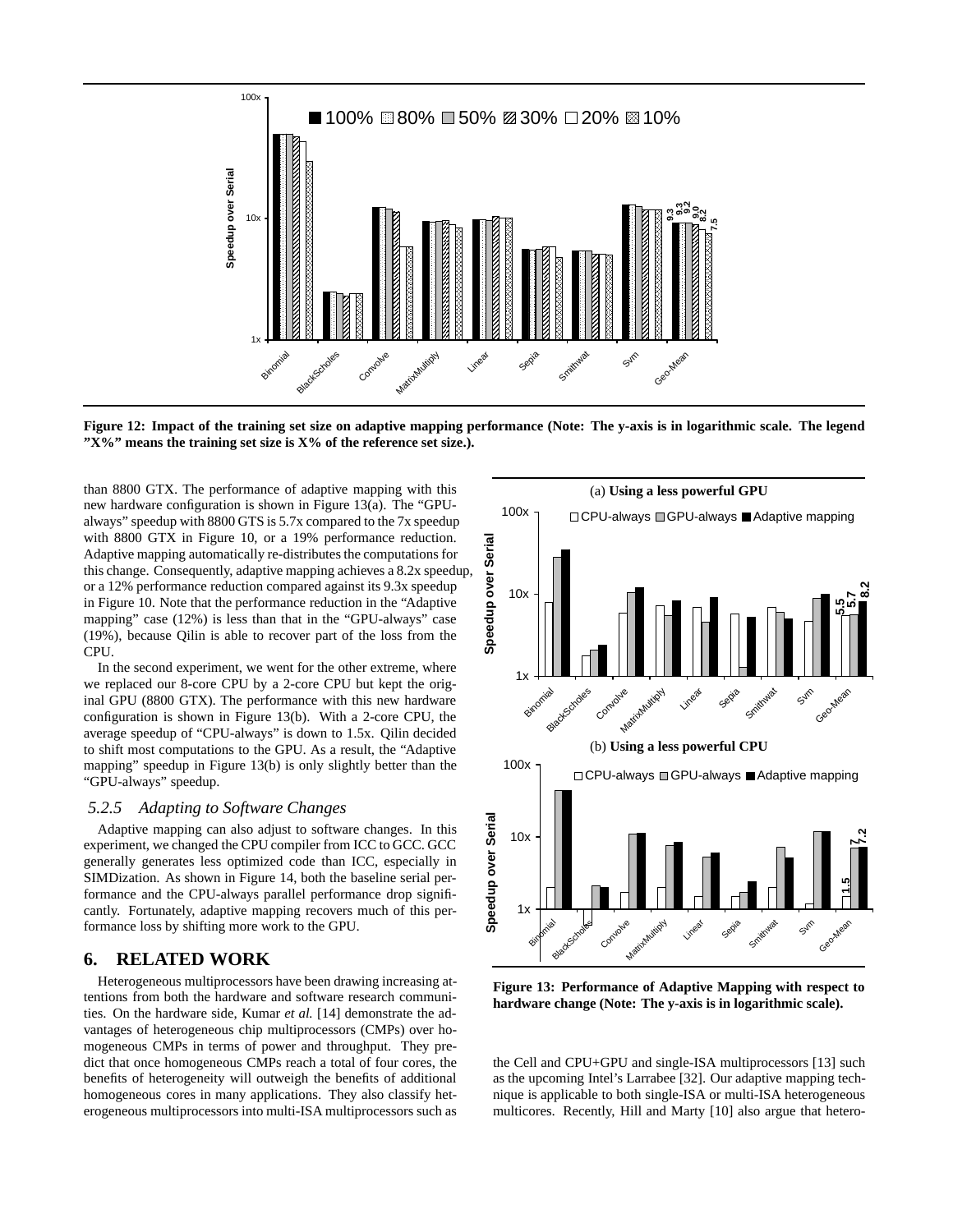**Figure 12: Impact of the training set size on adaptive mapping performance (Note: The y-axis is in logarithmic scale. The legend "X%" means the training set size is X% of the reference set size.).**

than 8800 GTX. The performance of adaptive mapping with this new hardware configuration is shown in Figure 13(a). The "GPU-always" speedup with 8800 GTS is 5.7x compared to the 7x speedup with 8800 GTX in Figure 10, or a 19% performance reduction. Adaptive mapping automatically re-distributes the computations for this change. Consequently, adaptive mapping achieves a 8.2x speedup, or a 12% performance reduction compared against its 9.3x speedup in Figure 10. Note that the performance reduction in the "Adaptive mapping" case (12%) is less than that in the "GPU-always" case (19%), because Qilin is able to recover part of the loss from the CPU.

In the second experiment, we went for the other extreme, where we replaced our 8-core CPU by a 2-core CPU but kept the original GPU (8800 GTX). The performance with this new hardware configuration is shown in Figure 13(b). With a 2-core CPU, the average speedup of "CPU-always" is down to 1.5x. Qilin decided to shift most computations to the GPU. As a result, the "Adaptive mapping" speedup in Figure 13(b) is only slightly better than the "GPU-always" speedup.

### *5.2.5 Adapting to Software Changes*

Adaptive mapping can also adjust to software changes. In this experiment, we changed the CPU compiler from ICC to GCC. GCC generally generates less optimized code than ICC, especially in SIMDization. As shown in Figure 14, both the baseline serial performance and the CPU-always parallel performance drop significantly. Fortunately, adaptive mapping recovers much of this performance loss by shifting more work to the GPU.

**Figure 13: Performance of Adaptive Mapping with respect to hardware change (Note: The y-axis is in logarithmic scale).**

## 6. RELATED WORK

Heterogeneous multiprocessors have been drawing increasing attentions from both the hardware and software research communities. On the hardware side, Kumar *et al.* [14] demonstrate the advantages of heterogeneous chip multiprocessors (CMPs) over homogeneous CMPs in terms of power and throughput. They predict that once homogeneous CMPs reach a total of four cores, the benefits of heterogeneity will outweigh the benefits of additional homogeneous cores in many applications. They also classify heterogeneous multiprocessors into multi-ISA multiprocessors such as the Cell and CPU+GPU and single-ISA multiprocessors [13] such as the upcoming Intel's Larrabee [32]. Our adaptive mapping technique is applicable to both single-ISA or multi-ISA heterogeneous multicores. Recently, Hill and Marty [10] also argue that hetero-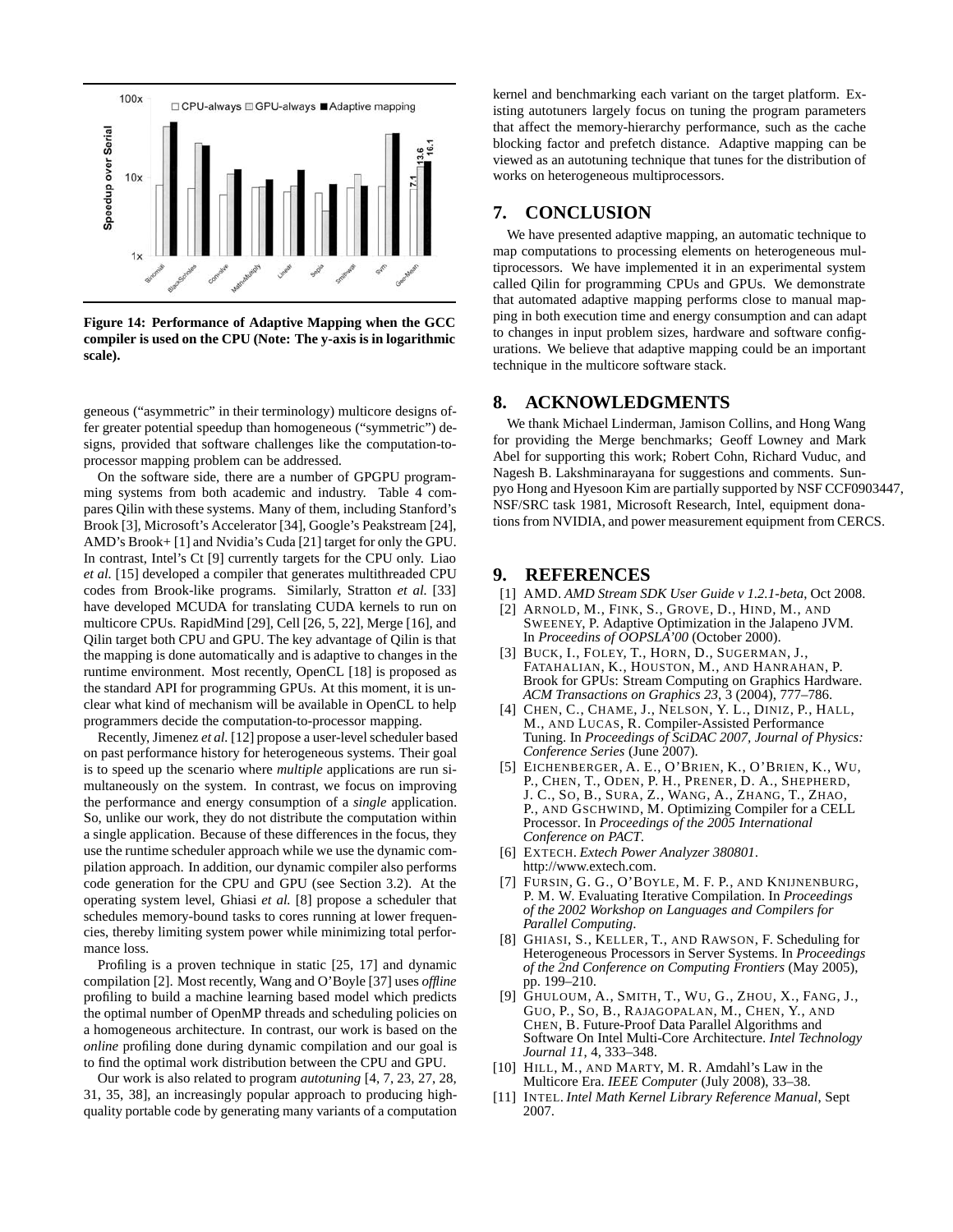**Figure 14: Performance of Adaptive Mapping when the GCC compiler is used on the CPU (Note: The y-axis is in logarithmic scale).**

geneous ("asymmetric" in their terminology) multicore designs offer greater potential speedup than homogeneous ("symmetric") designs, provided that software challenges like the computation-to-processor mapping problem can be addressed.

On the software side, there are a number of GPGPU programming systems from both academic and industry. Table 4 compares Qilin with these systems. Many of them, including Stanford's Brook [3], Microsoft's Accelerator [34], Google's Peakstream [24], AMD's Brook+ [1] and Nvidia's Cuda [21] target for only the GPU. In contrast, Intel's Ct [9] currently targets for the CPU only. Liao *et al.* [15] developed a compiler that generates multithreaded CPU codes from Brook-like programs. Similarly, Stratton *et al.* [33] have developed MCUDA for translating CUDA kernels to run on multicore CPUs. RapidMind [29], Cell [26, 5, 22], Merge [16], and Qilin target both CPU and GPU. The key advantage of Qilin is that the mapping is done automatically and is adaptive to changes in the runtime environment. Most recently, OpenCL [18] is proposed as the standard API for programming GPUs. At this moment, it is unclear what kind of mechanism will be available in OpenCL to help programmers decide the computation-to-processor mapping.

Recently, Jimenez *et al.* [12] propose a user-level scheduler based on past performance history for heterogeneous systems. Their goal is to speed up the scenario where *multiple* applications are run simultaneously on the system. In contrast, we focus on improving the performance and energy consumption of a *single* application. So, unlike our work, they do not distribute the computation within a single application. Because of these differences in the focus, they use the runtime scheduler approach while we use the dynamic compilation approach. In addition, our dynamic compiler also performs code generation for the CPU and GPU (see Section 3.2). At the operating system level, Ghiasi *et al.* [8] propose a scheduler that schedules memory-bound tasks to cores running at lower frequencies, thereby limiting system power while minimizing total performance loss.

Profiling is a proven technique in static [25, 17] and dynamic compilation [2]. Most recently, Wang and O'Boyle [37] uses *offline* profiling to build a machine learning based model which predicts the optimal number of OpenMP threads and scheduling policies on a homogeneous architecture. In contrast, our work is based on the *online* profiling done during dynamic compilation and our goal is to find the optimal work distribution between the CPU and GPU.

Our work is also related to program *autotuning* [4, 7, 23, 27, 28, 31, 35, 38], an increasingly popular approach to producing high-quality portable code by generating many variants of a computation kernel and benchmarking each variant on the target platform. Existing autotuners largely focus on tuning the program parameters that affect the memory-hierarchy performance, such as the cache blocking factor and prefetch distance. Adaptive mapping can be viewed as an autotuning technique that tunes for the distribution of works on heterogeneous multiprocessors.

## 7. CONCLUSION

We have presented adaptive mapping, an automatic technique to map computations to processing elements on heterogeneous multiprocessors. We have implemented it in an experimental system called Qilin for programming CPUs and GPUs. We demonstrate that automated adaptive mapping performs close to manual mapping in both execution time and energy consumption and can adapt to changes in input problem sizes, hardware and software configurations. We believe that adaptive mapping could be an important technique in the multicore software stack.

## 8. ACKNOWLEDGMENTS

We thank Michael Linderman, Jamison Collins, and Hong Wang for providing the Merge benchmarks; Geoff Lowney and Mark Abel for supporting this work; Robert Cohn, Richard Vuduc, and Nagesh B. Lakshminarayana for suggestions and comments. Sunpyo Hong and Hyesoon Kim are partially supported by NSF CCF0903447, NSF/SRC task 1981, Microsoft Research, Intel, equipment donations from NVIDIA, and power measurement equipment from CERCS.

## 9. REFERENCES

[1] AMD. *AMD Stream SDK User Guide v 1.2.1-beta*, Oct 2008.

[2] ARNOLD, M., FINK, S., GROVE, D., HIND, M., AND SWEENEY, P. Adaptive Optimization in the Jalapeno JVM. In *Proceedins of OOPSLA'00* (October 2000).

[3] BUCK, I., FOLEY, T., HORN, D., SUGERMAN, J., FATAHALIAN, K., HOUSTON, M., AND HANRAHAN, P. Brook for GPUs: Stream Computing on Graphics Hardware. *ACM Transactions on Graphics 23*, 3 (2004), 777–786.

[4] CHEN, C., CHAME, J., NELSON, Y. L., DINIZ, P., HALL, M., AND LUCAS, R. Compiler-Assisted Performance Tuning. In *Proceedings of SciDAC 2007, Journal of Physics: Conference Series* (June 2007).

[5] EICHENBERGER, A. E., O'BRIEN, K., O'BRIEN, K., WU, P., CHEN, T., ODEN, P. H., PRENER, D. A., SHEPHERD, J. C., SO, B., SURA, Z., WANG, A., ZHANG, T., ZHAO, P., AND GSCHWIND, M. Optimizing Compiler for a CELL Processor. In *Proceedings of the 2005 International Conference on PACT*.

[6] EXTECH. *Extech Power Analyzer 380801*. http://www.extech.com.

[7] FURSIN, G. G., O'BOYLE, M. F. P., AND KNIJNENBURG, P. M. W. Evaluating Iterative Compilation. In *Proceedings of the 2002 Workshop on Languages and Compilers for Parallel Computing*.

[8] GHIASI, S., KELLER, T., AND RAWSON, F. Scheduling for Heterogeneous Processors in Server Systems. In *Proceedings of the 2nd Conference on Computing Frontiers* (May 2005), pp. 199–210.

[9] GHULOUM, A., SMITH, T., WU, G., ZHOU, X., FANG, J., GUO, P., SO, B., RAJAGOPALAN, M., CHEN, Y., AND CHEN, B. Future-Proof Data Parallel Algorithms and Software On Intel Multi-Core Architecture. *Intel Technology Journal 11*, 4, 333–348.

[10] HILL, M., AND MARTY, M. R. Amdahl's Law in the Multicore Era. *IEEE Computer* (July 2008), 33–38.

[11] INTEL. *Intel Math Kernel Library Reference Manual*, Sept 2007.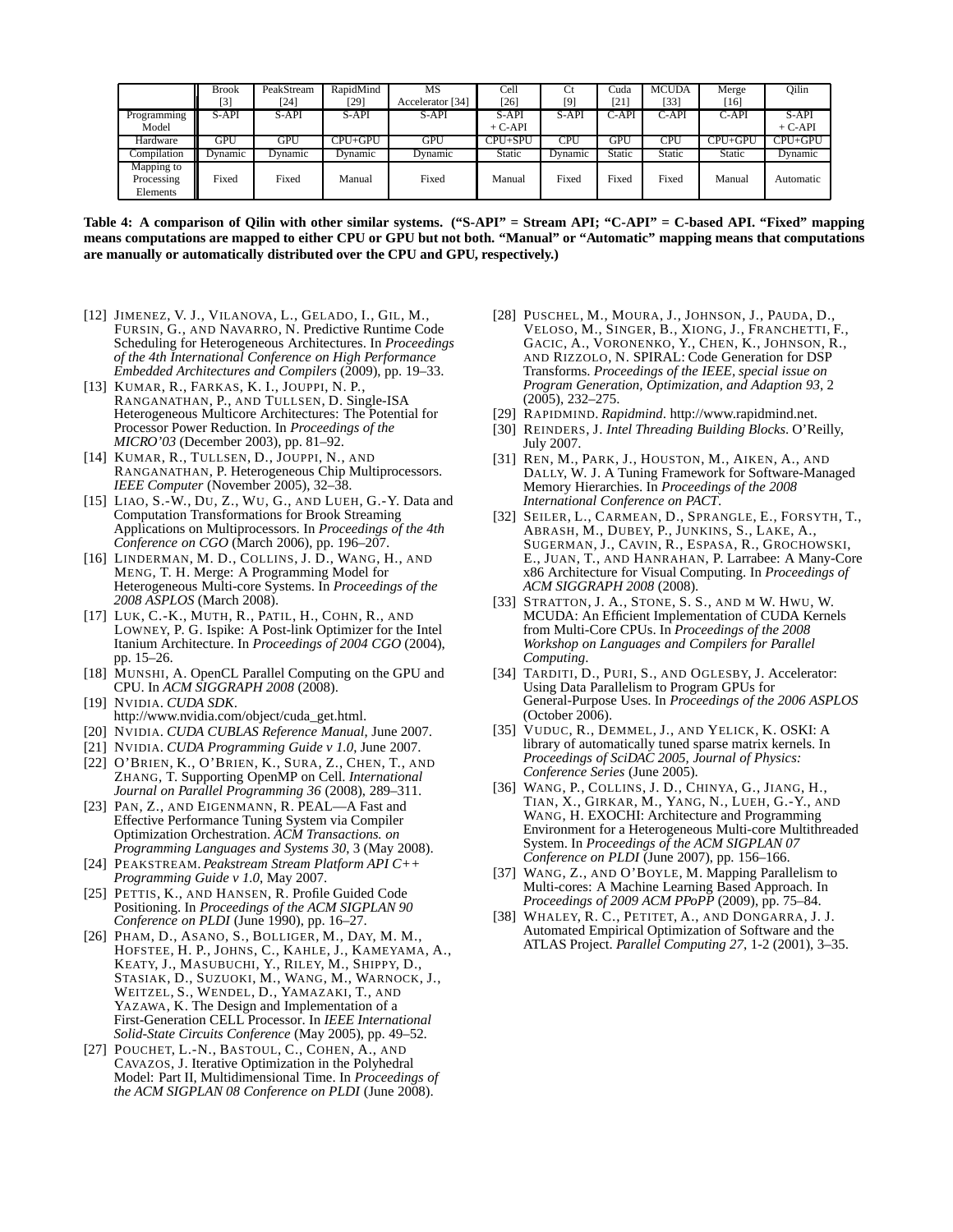| | Brook [3] | PeakStream [24] | RapidMind [29] | MS Accelerator [34] | Cell [26] | Ct [9] | Cuda [21] | MCUDA [33] | Merge [16] | Qilin |
|---|---|---|---|---|---|---|---|---|---|---|
| Programming Model | S-API | S-API | S-API | S-API | S-API + C-API | S-API | C-API | C-API | C-API | S-API + C-API |
| Hardware | GPU | GPU | CPU+GPU | GPU | CPU+SPU | CPU | GPU | CPU | CPU+GPU | CPU+GPU |
| Compilation | Dynamic | Dynamic | Dynamic | Dynamic | Static | Dynamic | Static | Static | Static | Dynamic |
| Mapping to Processing Elements | Fixed | Fixed | Manual | Fixed | Manual | Fixed | Fixed | Fixed | Manual | Automatic |

**Table 4: A comparison of Qilin with other similar systems. ("S-API" = Stream API; "C-API" = C-based API. "Fixed" mapping means computations are mapped to either CPU or GPU but not both. "Manual" or "Automatic" mapping means that computations are manually or automatically distributed over the CPU and GPU, respectively.)**

[12] JIMENEZ, V. J., VILANOVA, L., GELADO, I., GIL, M., FURSIN, G., AND NAVARRO, N. Predictive Runtime Code Scheduling for Heterogeneous Architectures. In *Proceedings of the 4th International Conference on High Performance Embedded Architectures and Compilers* (2009), pp. 19–33.

[13] KUMAR, R., FARKAS, K. I., JOUPPI, N. P., RANGANATHAN, P., AND TULLSEN, D. Single-ISA Heterogeneous Multicore Architectures: The Potential for Processor Power Reduction. In *Proceedings of the MICRO'03* (December 2003), pp. 81–92.

[14] KUMAR, R., TULLSEN, D., JOUPPI, N., AND RANGANATHAN, P. Heterogeneous Chip Multiprocessors. *IEEE Computer* (November 2005), 32–38.

[15] LIAO, S.-W., DU, Z., WU, G., AND LUEH, G.-Y. Data and Computation Transformations for Brook Streaming Applications on Multiprocessors. In *Proceedings of the 4th Conference on CGO* (March 2006), pp. 196–207.

[16] LINDERMAN, M. D., COLLINS, J. D., WANG, H., AND MENG, T. H. Merge: A Programming Model for Heterogeneous Multi-core Systems. In *Proceedings of the 2008 ASPLOS* (March 2008).

[17] LUK, C.-K., MUTH, R., PATIL, H., COHN, R., AND LOWNEY, P. G. Ispike: A Post-link Optimizer for the Intel Itanium Architecture. In *Proceedings of 2004 CGO* (2004), pp. 15–26.

[18] MUNSHI, A. OpenCL Parallel Computing on the GPU and CPU. In *ACM SIGGRAPH 2008* (2008).

[19] NVIDIA. *CUDA SDK*. http://www.nvidia.com/object/cuda_get.html.

[20] NVIDIA. *CUDA CUBLAS Reference Manual*, June 2007.

[21] NVIDIA. *CUDA Programming Guide v 1.0*, June 2007.

[22] O'BRIEN, K., O'BRIEN, K., SURA, Z., CHEN, T., AND ZHANG, T. Supporting OpenMP on Cell. *International Journal on Parallel Programming 36* (2008), 289–311.

[23] PAN, Z., AND EIGENMANN, R. PEAL—A Fast and Effective Performance Tuning System via Compiler Optimization Orchestration. *ACM Transactions. on Programming Languages and Systems 30*, 3 (May 2008).

[24] PEAKSTREAM. *Peakstream Stream Platform API C++ Programming Guide v 1.0*, May 2007.

[25] PETTIS, K., AND HANSEN, R. Profile Guided Code Positioning. In *Proceedings of the ACM SIGPLAN 90 Conference on PLDI* (June 1990), pp. 16–27.

[26] PHAM, D., ASANO, S., BOLLIGER, M., DAY, M. M., HOFSTEE, H. P., JOHNS, C., KAHLE, J., KAMEYAMA, A., KEATY, J., MASUBUCHI, Y., RILEY, M., SHIPPY, D., STASIAK, D., SUZUOKI, M., WANG, M., WARNOCK, J., WEITZEL, S., WENDEL, D., YAMAZAKI, T., AND YAZAWA, K. The Design and Implementation of a First-Generation CELL Processor. In *IEEE International Solid-State Circuits Conference* (May 2005), pp. 49–52.

[27] POUCHET, L.-N., BASTOUL, C., COHEN, A., AND CAVAZOS, J. Iterative Optimization in the Polyhedral Model: Part II, Multidimensional Time. In *Proceedings of the ACM SIGPLAN 08 Conference on PLDI* (June 2008).

[28] PUSCHEL, M., MOURA, J., JOHNSON, J., PAUDA, D., VELOSO, M., SINGER, B., XIONG, J., FRANCHETTI, F., GACIC, A., VORONENKO, Y., CHEN, K., JOHNSON, R., AND RIZZOLO, N. SPIRAL: Code Generation for DSP Transforms. *Proceedings of the IEEE, special issue on Program Generation, Optimization, and Adaption 93*, 2 (2005), 232–275.

[29] RAPIDMIND. *Rapidmind*. http://www.rapidmind.net.

[30] REINDERS, J. *Intel Threading Building Blocks*. O'Reilly, July 2007.

[31] REN, M., PARK, J., HOUSTON, M., AIKEN, A., AND DALLY, W. J. A Tuning Framework for Software-Managed Memory Hierarchies. In *Proceedings of the 2008 International Conference on PACT*.

[32] SEILER, L., CARMEAN, D., SPRANGLE, E., FORSYTH, T., ABRASH, M., DUBEY, P., JUNKINS, S., LAKE, A., SUGERMAN, J., CAVIN, R., ESPASA, R., GROCHOWSKI, E., JUAN, T., AND HANRAHAN, P. Larrabee: A Many-Core x86 Architecture for Visual Computing. In *Proceedings of ACM SIGGRAPH 2008* (2008).

[33] STRATTON, J. A., STONE, S. S., AND M W. HWU, W. MCUDA: An Efficient Implementation of CUDA Kernels from Multi-Core CPUs. In *Proceedings of the 2008 Workshop on Languages and Compilers for Parallel Computing*.

[34] TARDITI, D., PURI, S., AND OGLESBY, J. Accelerator: Using Data Parallelism to Program GPUs for General-Purpose Uses. In *Proceedings of the 2006 ASPLOS* (October 2006).

[35] VUDUC, R., DEMMEL, J., AND YELICK, K. OSKI: A library of automatically tuned sparse matrix kernels. In *Proceedings of SciDAC 2005, Journal of Physics: Conference Series* (June 2005).

[36] WANG, P., COLLINS, J. D., CHINYA, G., JIANG, H., TIAN, X., GIRKAR, M., YANG, N., LUEH, G.-Y., AND WANG, H. EXOCHI: Architecture and Programming Environment for a Heterogeneous Multi-core Multithreaded System. In *Proceedings of the ACM SIGPLAN 07 Conference on PLDI* (June 2007), pp. 156–166.

[37] WANG, Z., AND O'BOYLE, M. Mapping Parallelism to Multi-cores: A Machine Learning Based Approach. In *Proceedings of 2009 ACM PPoPP* (2009), pp. 75–84.

[38] WHALEY, R. C., PETITET, A., AND DONGARRA, J. J. Automated Empirical Optimization of Software and the ATLAS Project. *Parallel Computing 27*, 1-2 (2001), 3–35.